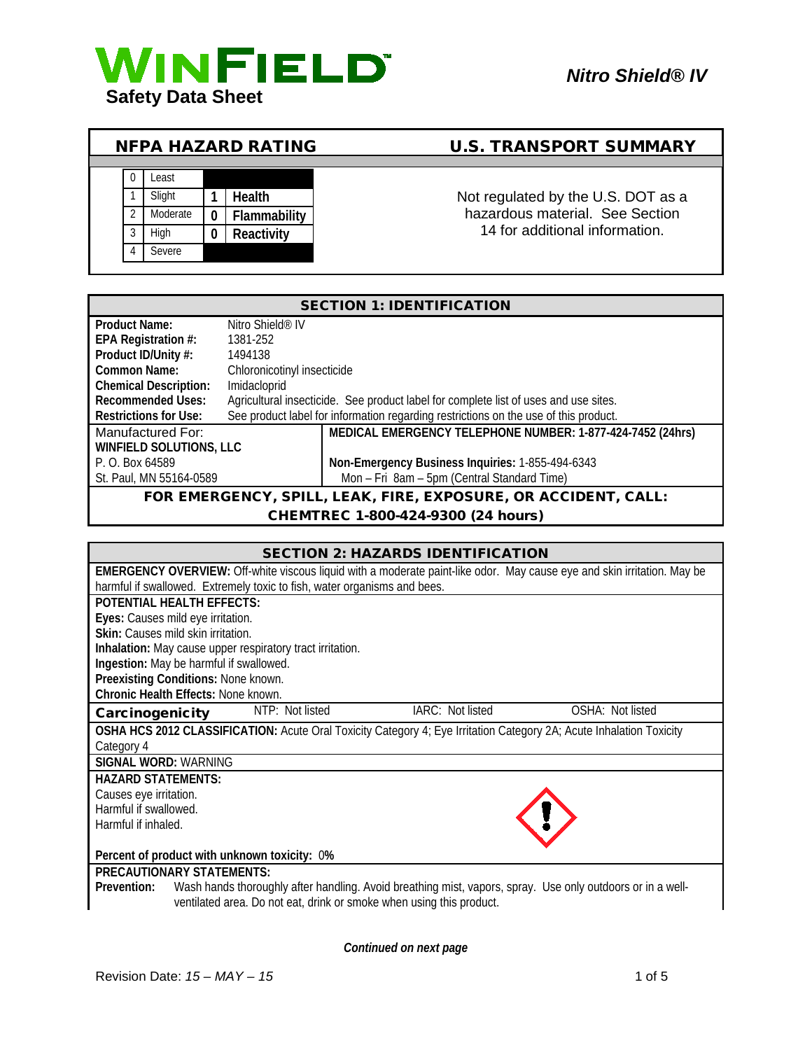# WINFIELD Safety Data Sheet

*Nitro Shield® IV*

## NFPA HAZARD RATING

| | | | |
|---|---|---|---|
| 0 | Least | | |
| 1 | Slight | 1 | Health |
| 2 | Moderate | 0 | Flammability |
| 3 | High | 0 | Reactivity |
| 4 | Severe | | |

## U.S. TRANSPORT SUMMARY

Not regulated by the U.S. DOT as a hazardous material. See Section 14 for additional information.

## SECTION 1: IDENTIFICATION

| | |
|---|---|
| **Product Name:** | Nitro Shield® IV |
| **EPA Registration #:** | 1381-252 |
| **Product ID/Unity #:** | 1494138 |
| **Common Name:** | Chloronicotinyl insecticide |
| **Chemical Description:** | Imidacloprid |
| **Recommended Uses:** | Agricultural insecticide. See product label for complete list of uses and use sites. |
| **Restrictions for Use:** | See product label for information regarding restrictions on the use of this product. |

| | |
|---|---|
| Manufactured For: | **MEDICAL EMERGENCY TELEPHONE NUMBER: 1-877-424-7452 (24hrs)** |
| **WINFIELD SOLUTIONS, LLC** | |
| P. O. Box 64589 | **Non-Emergency Business Inquiries:** 1-855-494-6343 |
| St. Paul, MN 55164-0589 | Mon – Fri 8am – 5pm (Central Standard Time) |

**FOR EMERGENCY, SPILL, LEAK, FIRE, EXPOSURE, OR ACCIDENT, CALL: CHEMTREC 1-800-424-9300 (24 hours)**

## SECTION 2: HAZARDS IDENTIFICATION

**EMERGENCY OVERVIEW:** Off-white viscous liquid with a moderate paint-like odor. May cause eye and skin irritation. May be harmful if swallowed. Extremely toxic to fish, water organisms and bees.

**POTENTIAL HEALTH EFFECTS:**

**Eyes:** Causes mild eye irritation.
**Skin:** Causes mild skin irritation.
**Inhalation:** May cause upper respiratory tract irritation.
**Ingestion:** May be harmful if swallowed.
**Preexisting Conditions:** None known.
**Chronic Health Effects:** None known.

| **Carcinogenicity** | NTP: Not listed | IARC: Not listed | OSHA: Not listed |
|---|---|---|---|

**OSHA HCS 2012 CLASSIFICATION:** Acute Oral Toxicity Category 4; Eye Irritation Category 2A; Acute Inhalation Toxicity Category 4

**SIGNAL WORD:** WARNING

**HAZARD STATEMENTS:**
Causes eye irritation.
Harmful if swallowed.
Harmful if inhaled.

**Percent of product with unknown toxicity:** 0**%**

**PRECAUTIONARY STATEMENTS:**

**Prevention:** Wash hands thoroughly after handling. Avoid breathing mist, vapors, spray. Use only outdoors or in a well-ventilated area. Do not eat, drink or smoke when using this product.

*Continued on next page*

Revision Date: *15 – MAY – 15*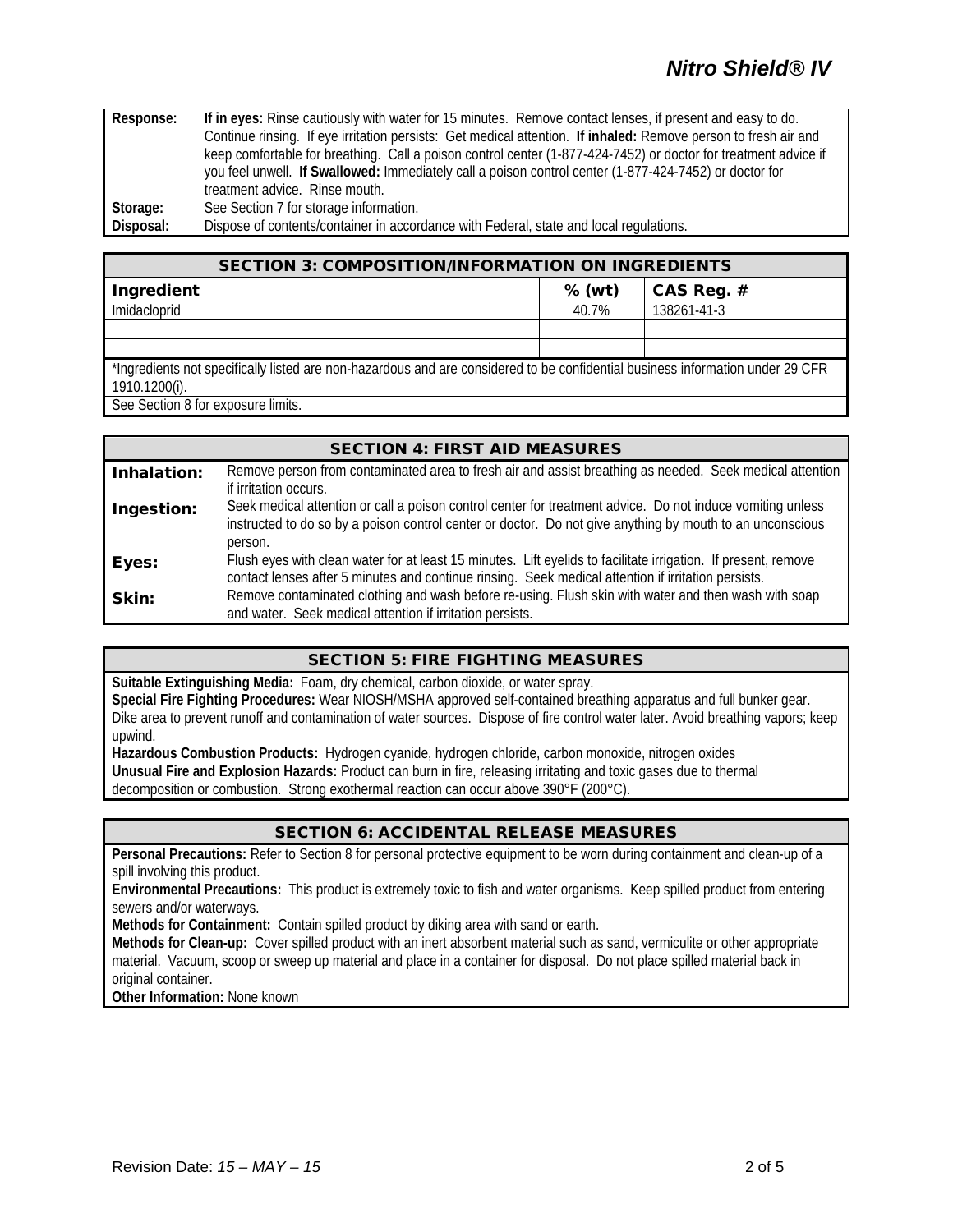**Response:** **If in eyes:** Rinse cautiously with water for 15 minutes. Remove contact lenses, if present and easy to do. Continue rinsing. If eye irritation persists: Get medical attention. **If inhaled:** Remove person to fresh air and keep comfortable for breathing. Call a poison control center (1-877-424-7452) or doctor for treatment advice if you feel unwell. **If Swallowed:** Immediately call a poison control center (1-877-424-7452) or doctor for treatment advice. Rinse mouth.

**Storage:** See Section 7 for storage information.

**Disposal:** Dispose of contents/container in accordance with Federal, state and local regulations.

## SECTION 3: COMPOSITION/INFORMATION ON INGREDIENTS

| Ingredient | % (wt) | CAS Reg. # |
|---|---|---|
| Imidacloprid | 40.7% | 138261-41-3 |
| | | |
| | | |

*Ingredients not specifically listed are non-hazardous and are considered to be confidential business information under 29 CFR 1910.1200(i).

See Section 8 for exposure limits.

## SECTION 4: FIRST AID MEASURES

**Inhalation:** Remove person from contaminated area to fresh air and assist breathing as needed. Seek medical attention if irritation occurs.

**Ingestion:** Seek medical attention or call a poison control center for treatment advice. Do not induce vomiting unless instructed to do so by a poison control center or doctor. Do not give anything by mouth to an unconscious person.

**Eyes:** Flush eyes with clean water for at least 15 minutes. Lift eyelids to facilitate irrigation. If present, remove contact lenses after 5 minutes and continue rinsing. Seek medical attention if irritation persists.

**Skin:** Remove contaminated clothing and wash before re-using. Flush skin with water and then wash with soap and water. Seek medical attention if irritation persists.

## SECTION 5: FIRE FIGHTING MEASURES

**Suitable Extinguishing Media:** Foam, dry chemical, carbon dioxide, or water spray.

**Special Fire Fighting Procedures:** Wear NIOSH/MSHA approved self-contained breathing apparatus and full bunker gear. Dike area to prevent runoff and contamination of water sources. Dispose of fire control water later. Avoid breathing vapors; keep upwind.

**Hazardous Combustion Products:** Hydrogen cyanide, hydrogen chloride, carbon monoxide, nitrogen oxides

**Unusual Fire and Explosion Hazards:** Product can burn in fire, releasing irritating and toxic gases due to thermal decomposition or combustion. Strong exothermal reaction can occur above 390°F (200°C).

## SECTION 6: ACCIDENTAL RELEASE MEASURES

**Personal Precautions:** Refer to Section 8 for personal protective equipment to be worn during containment and clean-up of a spill involving this product.

**Environmental Precautions:** This product is extremely toxic to fish and water organisms. Keep spilled product from entering sewers and/or waterways.

**Methods for Containment:** Contain spilled product by diking area with sand or earth.

**Methods for Clean-up:** Cover spilled product with an inert absorbent material such as sand, vermiculite or other appropriate material. Vacuum, scoop or sweep up material and place in a container for disposal. Do not place spilled material back in original container.

**Other Information:** None known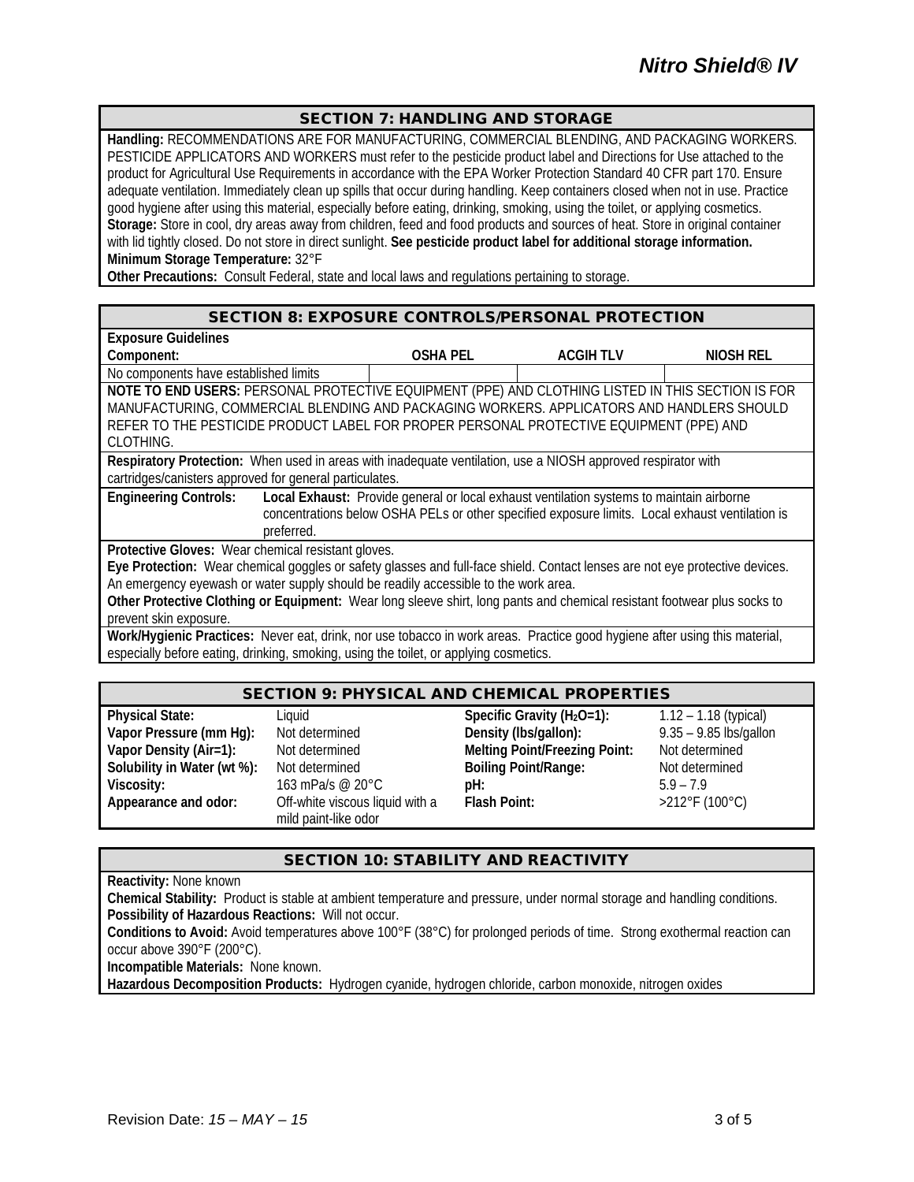## SECTION 7: HANDLING AND STORAGE

**Handling:** RECOMMENDATIONS ARE FOR MANUFACTURING, COMMERCIAL BLENDING, AND PACKAGING WORKERS. PESTICIDE APPLICATORS AND WORKERS must refer to the pesticide product label and Directions for Use attached to the product for Agricultural Use Requirements in accordance with the EPA Worker Protection Standard 40 CFR part 170. Ensure adequate ventilation. Immediately clean up spills that occur during handling. Keep containers closed when not in use. Practice good hygiene after using this material, especially before eating, drinking, smoking, using the toilet, or applying cosmetics.
**Storage:** Store in cool, dry areas away from children, feed and food products and sources of heat. Store in original container with lid tightly closed. Do not store in direct sunlight. **See pesticide product label for additional storage information.**
**Minimum Storage Temperature:** 32°F
**Other Precautions:** Consult Federal, state and local laws and regulations pertaining to storage.

## SECTION 8: EXPOSURE CONTROLS/PERSONAL PROTECTION

**Exposure Guidelines**

| Component: | OSHA PEL | ACGIH TLV | NIOSH REL |
|---|---|---|---|
| No components have established limits | | | |

**NOTE TO END USERS:** PERSONAL PROTECTIVE EQUIPMENT (PPE) AND CLOTHING LISTED IN THIS SECTION IS FOR MANUFACTURING, COMMERCIAL BLENDING AND PACKAGING WORKERS. APPLICATORS AND HANDLERS SHOULD REFER TO THE PESTICIDE PRODUCT LABEL FOR PROPER PERSONAL PROTECTIVE EQUIPMENT (PPE) AND CLOTHING.

**Respiratory Protection:** When used in areas with inadequate ventilation, use a NIOSH approved respirator with cartridges/canisters approved for general particulates.

**Engineering Controls:** **Local Exhaust:** Provide general or local exhaust ventilation systems to maintain airborne concentrations below OSHA PELs or other specified exposure limits. Local exhaust ventilation is preferred.

**Protective Gloves:** Wear chemical resistant gloves.
**Eye Protection:** Wear chemical goggles or safety glasses and full-face shield. Contact lenses are not eye protective devices. An emergency eyewash or water supply should be readily accessible to the work area.
**Other Protective Clothing or Equipment:** Wear long sleeve shirt, long pants and chemical resistant footwear plus socks to prevent skin exposure.

**Work/Hygienic Practices:** Never eat, drink, nor use tobacco in work areas. Practice good hygiene after using this material, especially before eating, drinking, smoking, using the toilet, or applying cosmetics.

## SECTION 9: PHYSICAL AND CHEMICAL PROPERTIES

| | | | |
|---|---|---|---|
| **Physical State:** | Liquid | **Specific Gravity ($H_2O$=1):** | 1.12 – 1.18 (typical) |
| **Vapor Pressure (mm Hg):** | Not determined | **Density (lbs/gallon):** | 9.35 – 9.85 lbs/gallon |
| **Vapor Density (Air=1):** | Not determined | **Melting Point/Freezing Point:** | Not determined |
| **Solubility in Water (wt %):** | Not determined | **Boiling Point/Range:** | Not determined |
| **Viscosity:** | 163 mPa/s @ 20°C | **pH:** | 5.9 – 7.9 |
| **Appearance and odor:** | Off-white viscous liquid with a mild paint-like odor | **Flash Point:** | >212°F (100°C) |

## SECTION 10: STABILITY AND REACTIVITY

**Reactivity:** None known
**Chemical Stability:** Product is stable at ambient temperature and pressure, under normal storage and handling conditions.
**Possibility of Hazardous Reactions:** Will not occur.
**Conditions to Avoid:** Avoid temperatures above 100°F (38°C) for prolonged periods of time. Strong exothermal reaction can occur above 390°F (200°C).
**Incompatible Materials:** None known.
**Hazardous Decomposition Products:** Hydrogen cyanide, hydrogen chloride, carbon monoxide, nitrogen oxides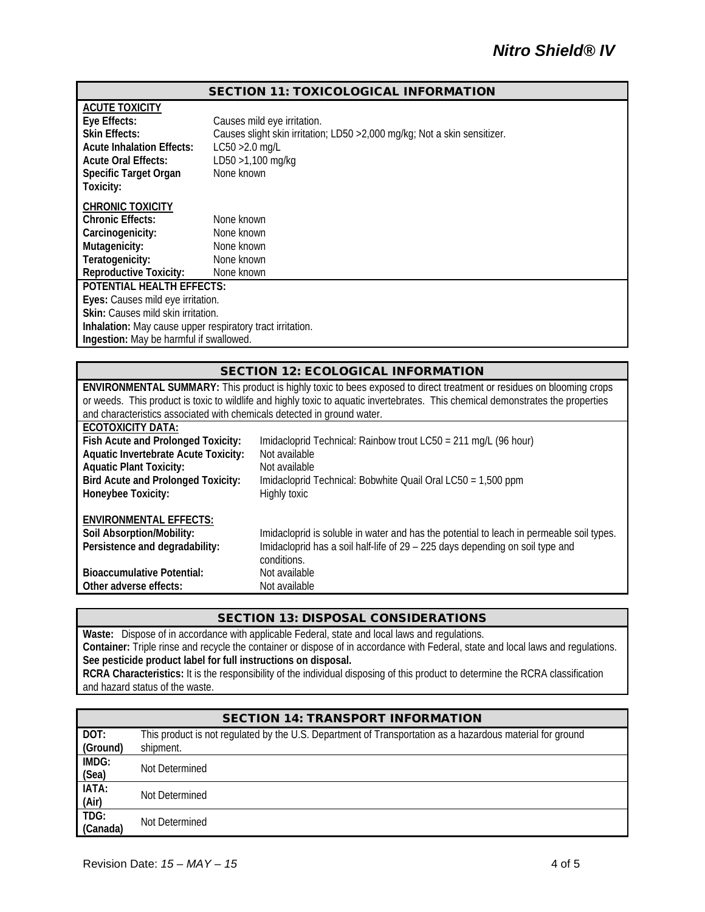## SECTION 11: TOXICOLOGICAL INFORMATION

**ACUTE TOXICITY**

| | |
|---|---|
| **Eye Effects:** | Causes mild eye irritation. |
| **Skin Effects:** | Causes slight skin irritation; LD50 >2,000 mg/kg; Not a skin sensitizer. |
| **Acute Inhalation Effects:** | LC50 >2.0 mg/L |
| **Acute Oral Effects:** | LD50 >1,100 mg/kg |
| **Specific Target Organ Toxicity:** | None known |

**CHRONIC TOXICITY**

| | |
|---|---|
| **Chronic Effects:** | None known |
| **Carcinogenicity:** | None known |
| **Mutagenicity:** | None known |
| **Teratogenicity:** | None known |
| **Reproductive Toxicity:** | None known |

**POTENTIAL HEALTH EFFECTS:**

**Eyes:** Causes mild eye irritation.
**Skin:** Causes mild skin irritation.
**Inhalation:** May cause upper respiratory tract irritation.
**Ingestion:** May be harmful if swallowed.

## SECTION 12: ECOLOGICAL INFORMATION

**ENVIRONMENTAL SUMMARY:** This product is highly toxic to bees exposed to direct treatment or residues on blooming crops or weeds. This product is toxic to wildlife and highly toxic to aquatic invertebrates. This chemical demonstrates the properties and characteristics associated with chemicals detected in ground water.

**ECOTOXICITY DATA:**

| | |
|---|---|
| **Fish Acute and Prolonged Toxicity:** | Imidacloprid Technical: Rainbow trout LC50 = 211 mg/L (96 hour) |
| **Aquatic Invertebrate Acute Toxicity:** | Not available |
| **Aquatic Plant Toxicity:** | Not available |
| **Bird Acute and Prolonged Toxicity:** | Imidacloprid Technical: Bobwhite Quail Oral LC50 = 1,500 ppm |
| **Honeybee Toxicity:** | Highly toxic |

**ENVIRONMENTAL EFFECTS:**

| | |
|---|---|
| **Soil Absorption/Mobility:** | Imidacloprid is soluble in water and has the potential to leach in permeable soil types. |
| **Persistence and degradability:** | Imidacloprid has a soil half-life of 29 – 225 days depending on soil type and conditions. |
| **Bioaccumulative Potential:** | Not available |
| **Other adverse effects:** | Not available |

## SECTION 13: DISPOSAL CONSIDERATIONS

**Waste:** Dispose of in accordance with applicable Federal, state and local laws and regulations.
**Container:** Triple rinse and recycle the container or dispose of in accordance with Federal, state and local laws and regulations.
**See pesticide product label for full instructions on disposal.**
**RCRA Characteristics:** It is the responsibility of the individual disposing of this product to determine the RCRA classification and hazard status of the waste.

## SECTION 14: TRANSPORT INFORMATION

| | |
|---|---|
| **DOT: (Ground)** | This product is not regulated by the U.S. Department of Transportation as a hazardous material for ground shipment. |
| **IMDG: (Sea)** | Not Determined |
| **IATA: (Air)** | Not Determined |
| **TDG: (Canada)** | Not Determined |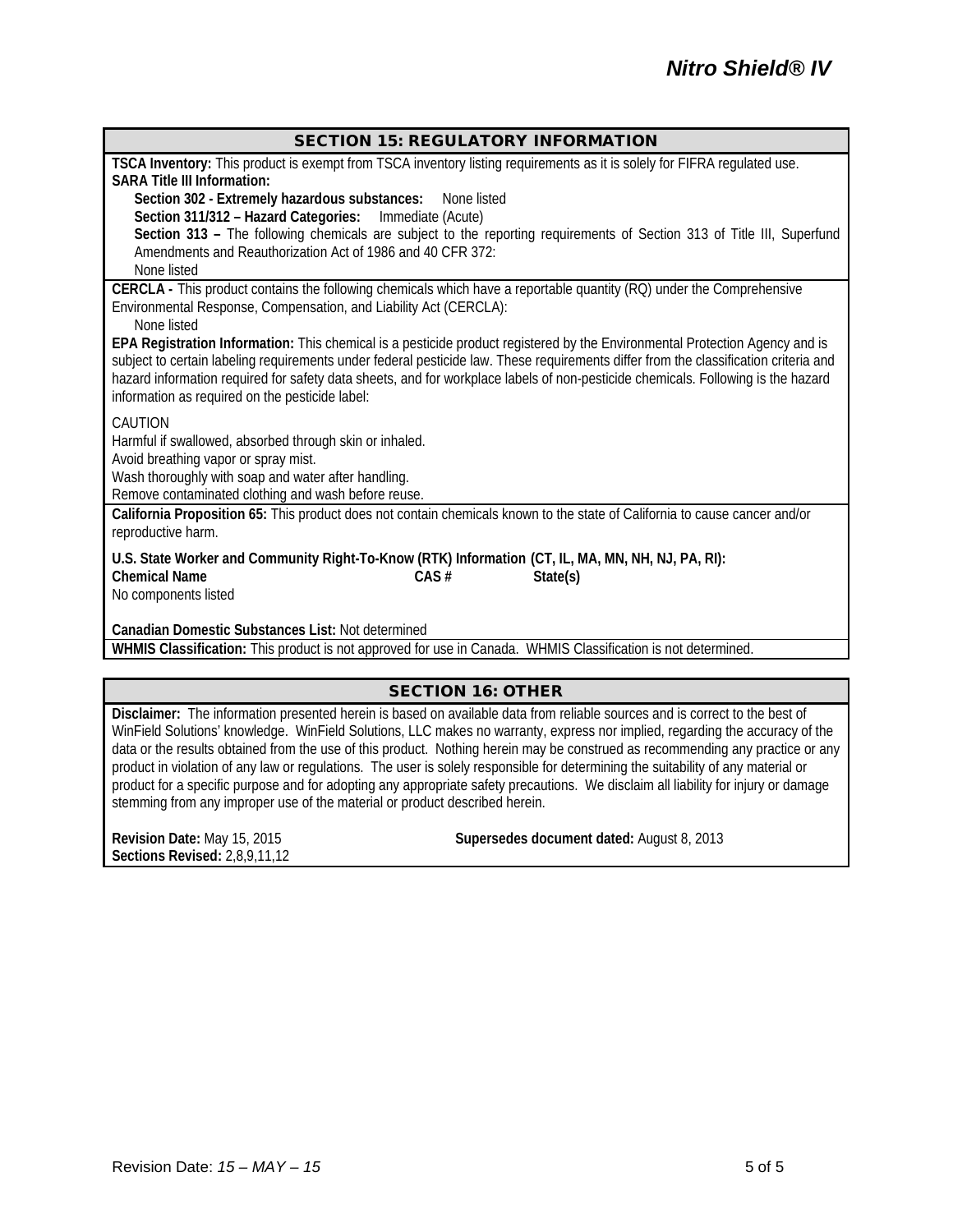## SECTION 15: REGULATORY INFORMATION

**TSCA Inventory:** This product is exempt from TSCA inventory listing requirements as it is solely for FIFRA regulated use.

**SARA Title III Information:**

**Section 302 - Extremely hazardous substances:** None listed

**Section 311/312 – Hazard Categories:** Immediate (Acute)

**Section 313 –** The following chemicals are subject to the reporting requirements of Section 313 of Title III, Superfund Amendments and Reauthorization Act of 1986 and 40 CFR 372:

None listed

**CERCLA -** This product contains the following chemicals which have a reportable quantity (RQ) under the Comprehensive Environmental Response, Compensation, and Liability Act (CERCLA):

None listed

**EPA Registration Information:** This chemical is a pesticide product registered by the Environmental Protection Agency and is subject to certain labeling requirements under federal pesticide law. These requirements differ from the classification criteria and hazard information required for safety data sheets, and for workplace labels of non-pesticide chemicals. Following is the hazard information as required on the pesticide label:

CAUTION
Harmful if swallowed, absorbed through skin or inhaled.
Avoid breathing vapor or spray mist.
Wash thoroughly with soap and water after handling.
Remove contaminated clothing and wash before reuse.

**California Proposition 65:** This product does not contain chemicals known to the state of California to cause cancer and/or reproductive harm.

**U.S. State Worker and Community Right-To-Know (RTK) Information (CT, IL, MA, MN, NH, NJ, PA, RI):**

| Chemical Name | CAS # | State(s) |
|---|---|---|
| No components listed | | |

**Canadian Domestic Substances List:** Not determined

**WHMIS Classification:** This product is not approved for use in Canada. WHMIS Classification is not determined.

## SECTION 16: OTHER

**Disclaimer:** The information presented herein is based on available data from reliable sources and is correct to the best of WinField Solutions' knowledge. WinField Solutions, LLC makes no warranty, express nor implied, regarding the accuracy of the data or the results obtained from the use of this product. Nothing herein may be construed as recommending any practice or any product in violation of any law or regulations. The user is solely responsible for determining the suitability of any material or product for a specific purpose and for adopting any appropriate safety precautions. We disclaim all liability for injury or damage stemming from any improper use of the material or product described herein.

**Revision Date:** May 15, 2015

**Supersedes document dated:** August 8, 2013

**Sections Revised:** 2,8,9,11,12